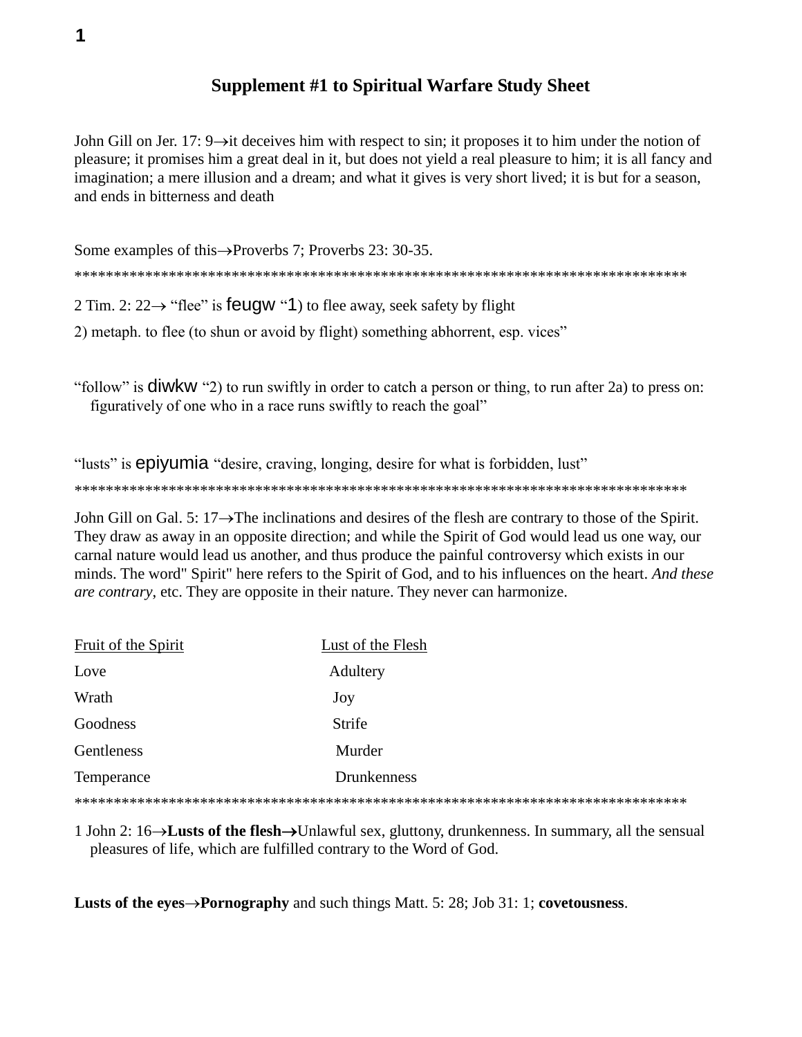# Supplement #1 to Spiritual Warfare Study Sheet

John Gill on Jer. 17: 9→it deceives him with respect to sin; it proposes it to him under the notion of pleasure; it promises him a great deal in it, but does not yield a real pleasure to him; it is all fancy and imagination; a mere illusion and a dream; and what it gives is very short lived; it is but for a season, and ends in bitterness and death

Some examples of this→Proverbs 7; Proverbs 23: 30-35.

*********************************************************************************

2 Tim. 2: 22→ "flee" is feugw "1) to flee away, seek safety by flight

2) metaph. to flee (to shun or avoid by flight) something abhorrent, esp. vices"

"follow" is diwkw "2) to run swiftly in order to catch a person or thing, to run after 2a) to press on: figuratively of one who in a race runs swiftly to reach the goal"

"lusts" is epiyumia "desire, craving, longing, desire for what is forbidden, lust"

*********************************************************************************

John Gill on Gal. 5: 17→The inclinations and desires of the flesh are contrary to those of the Spirit. They draw as away in an opposite direction; and while the Spirit of God would lead us one way, our carnal nature would lead us another, and thus produce the painful controversy which exists in our minds. The word" Spirit" here refers to the Spirit of God, and to his influences on the heart. *And these are contrary*, etc. They are opposite in their nature. They never can harmonize.

| Fruit of the Spirit | Lust of the Flesh |
|---|---|
| Love | Adultery |
| Wrath | Joy |
| Goodness | Strife |
| Gentleness | Murder |
| Temperance | Drunkenness |

*********************************************************************************

1 John 2: 16→**Lusts of the flesh→**Unlawful sex, gluttony, drunkenness. In summary, all the sensual pleasures of life, which are fulfilled contrary to the Word of God.

**Lusts of the eyes→Pornography** and such things Matt. 5: 28; Job 31: 1; **covetousness**.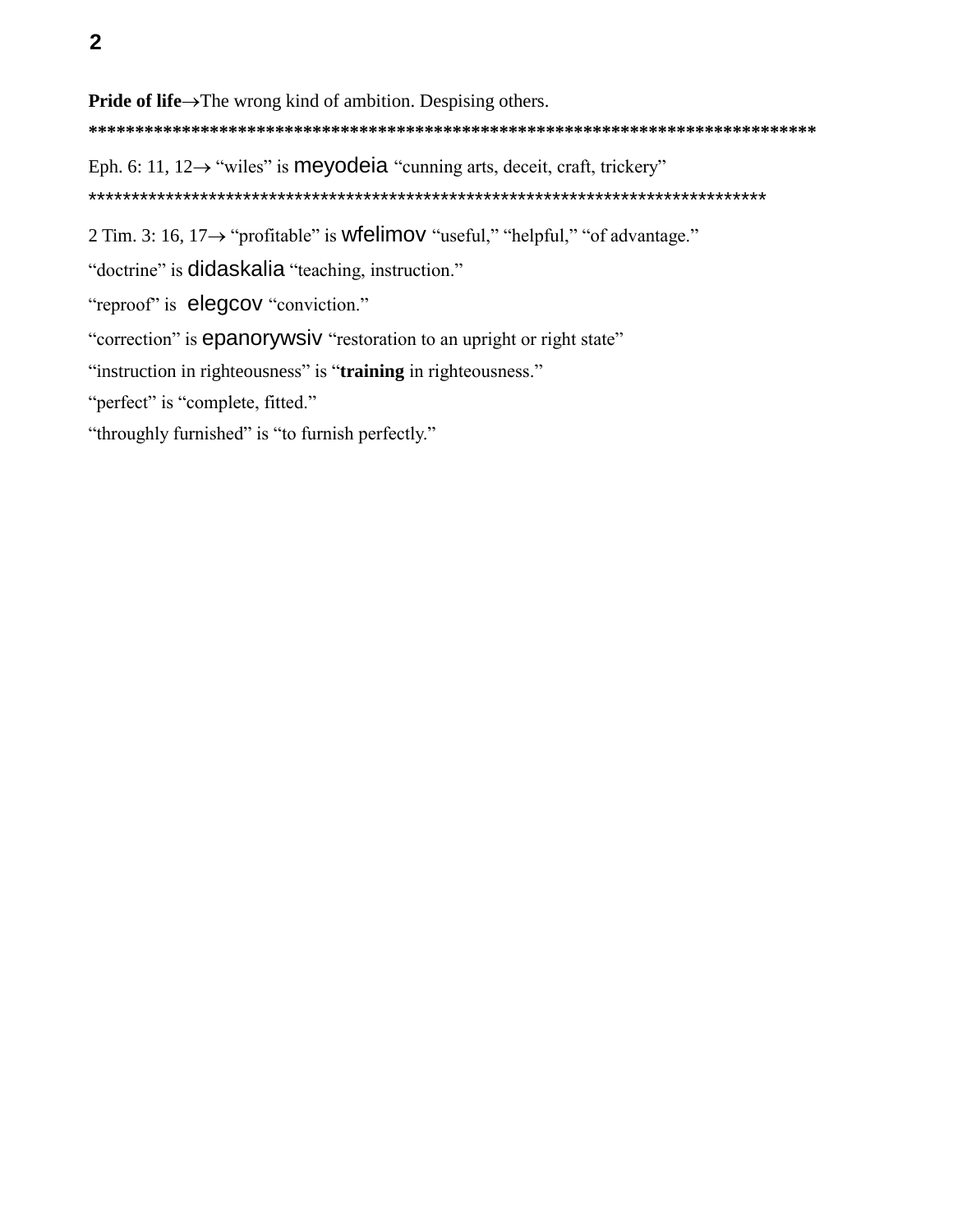**Pride of life**→The wrong kind of ambition. Despising others.

*******************************************************************************

Eph. 6: 11, 12→ “wiles” is meyodeia “cunning arts, deceit, craft, trickery”

*******************************************************************************

2 Tim. 3: 16, 17→ “profitable” is wfelimov “useful,” “helpful,” “of advantage.”

“doctrine” is didaskalia “teaching, instruction.”

“reproof” is elegcov “conviction.”

“correction” is epanorywsiv “restoration to an upright or right state”

“instruction in righteousness” is “**training** in righteousness.”

“perfect” is “complete, fitted.”

“throughly furnished” is “to furnish perfectly.”